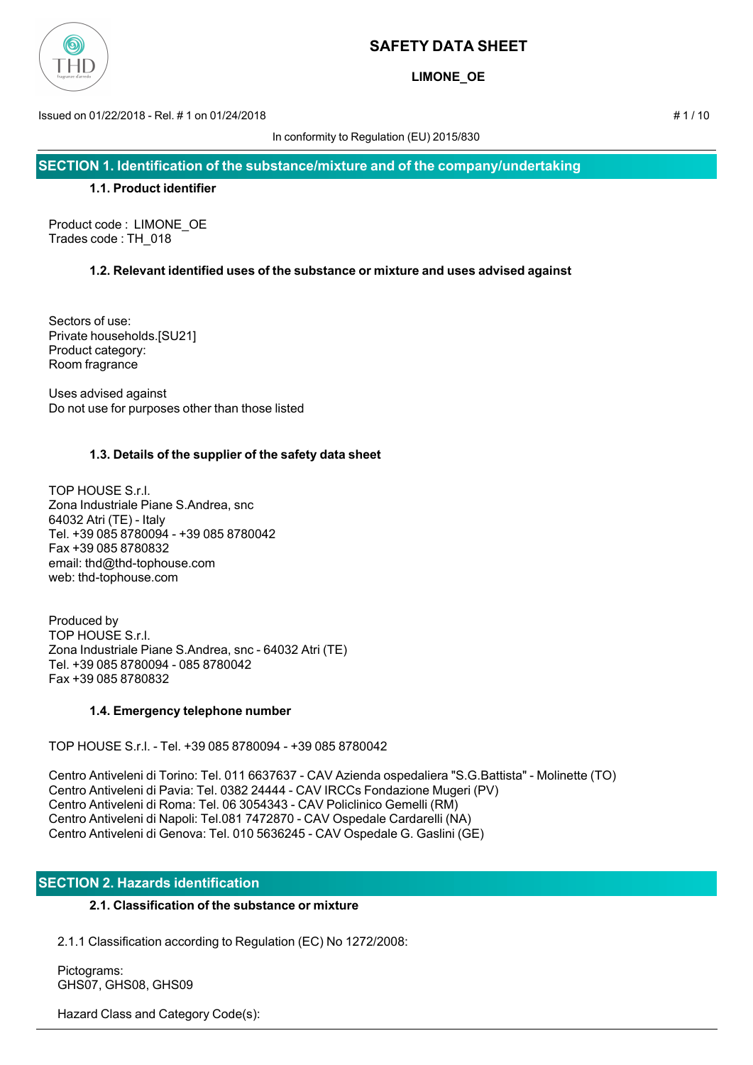# SAFETY DATA SHEET

**LIMONE_OE**

Issued on 01/22/2018 - Rel. # 1 on 01/24/2018

In conformity to Regulation (EU) 2015/830

## SECTION 1. Identification of the substance/mixture and of the company/undertaking

### 1.1. Product identifier

Product code : LIMONE_OE
Trades code : TH_018

### 1.2. Relevant identified uses of the substance or mixture and uses advised against

Sectors of use:
Private households.[SU21]
Product category:
Room fragrance

Uses advised against
Do not use for purposes other than those listed

### 1.3. Details of the supplier of the safety data sheet

TOP HOUSE S.r.l.
Zona Industriale Piane S.Andrea, snc
64032 Atri (TE) - Italy
Tel. +39 085 8780094 - +39 085 8780042
Fax +39 085 8780832
email: thd@thd-tophouse.com
web: thd-tophouse.com

Produced by
TOP HOUSE S.r.l.
Zona Industriale Piane S.Andrea, snc - 64032 Atri (TE)
Tel. +39 085 8780094 - 085 8780042
Fax +39 085 8780832

### 1.4. Emergency telephone number

TOP HOUSE S.r.l. - Tel. +39 085 8780094 - +39 085 8780042

Centro Antiveleni di Torino: Tel. 011 6637637 - CAV Azienda ospedaliera "S.G.Battista" - Molinette (TO)
Centro Antiveleni di Pavia: Tel. 0382 24444 - CAV IRCCs Fondazione Mugeri (PV)
Centro Antiveleni di Roma: Tel. 06 3054343 - CAV Policlinico Gemelli (RM)
Centro Antiveleni di Napoli: Tel.081 7472870 - CAV Ospedale Cardarelli (NA)
Centro Antiveleni di Genova: Tel. 010 5636245 - CAV Ospedale G. Gaslini (GE)

## SECTION 2. Hazards identification

### 2.1. Classification of the substance or mixture

2.1.1 Classification according to Regulation (EC) No 1272/2008:

Pictograms:
GHS07, GHS08, GHS09

Hazard Class and Category Code(s):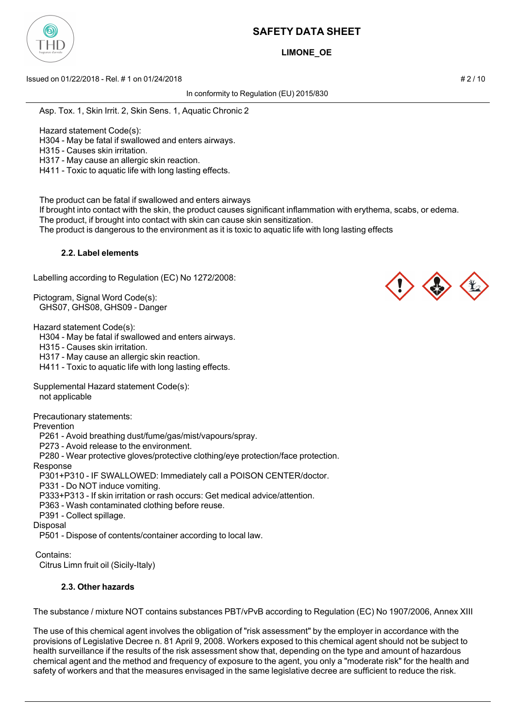Asp. Tox. 1, Skin Irrit. 2, Skin Sens. 1, Aquatic Chronic 2

Hazard statement Code(s):
H304 - May be fatal if swallowed and enters airways.
H315 - Causes skin irritation.
H317 - May cause an allergic skin reaction.
H411 - Toxic to aquatic life with long lasting effects.

The product can be fatal if swallowed and enters airways
If brought into contact with the skin, the product causes significant inflammation with erythema, scabs, or edema.
The product, if brought into contact with skin can cause skin sensitization.
The product is dangerous to the environment as it is toxic to aquatic life with long lasting effects

#### 2.2. Label elements

Labelling according to Regulation (EC) No 1272/2008:

Pictogram, Signal Word Code(s):
GHS07, GHS08, GHS09 - Danger

Hazard statement Code(s):
H304 - May be fatal if swallowed and enters airways.
H315 - Causes skin irritation.
H317 - May cause an allergic skin reaction.
H411 - Toxic to aquatic life with long lasting effects.

Supplemental Hazard statement Code(s):
not applicable

Precautionary statements:
Prevention
P261 - Avoid breathing dust/fume/gas/mist/vapours/spray.
P273 - Avoid release to the environment.
P280 - Wear protective gloves/protective clothing/eye protection/face protection.
Response
P301+P310 - IF SWALLOWED: Immediately call a POISON CENTER/doctor.
P331 - Do NOT induce vomiting.
P333+P313 - If skin irritation or rash occurs: Get medical advice/attention.
P363 - Wash contaminated clothing before reuse.
P391 - Collect spillage.
Disposal
P501 - Dispose of contents/container according to local law.

Contains:
Citrus Limn fruit oil (Sicily-Italy)

#### 2.3. Other hazards

The substance / mixture NOT contains substances PBT/vPvB according to Regulation (EC) No 1907/2006, Annex XIII

The use of this chemical agent involves the obligation of "risk assessment" by the employer in accordance with the provisions of Legislative Decree n. 81 April 9, 2008. Workers exposed to this chemical agent should not be subject to health surveillance if the results of the risk assessment show that, depending on the type and amount of hazardous chemical agent and the method and frequency of exposure to the agent, you only a "moderate risk" for the health and safety of workers and that the measures envisaged in the same legislative decree are sufficient to reduce the risk.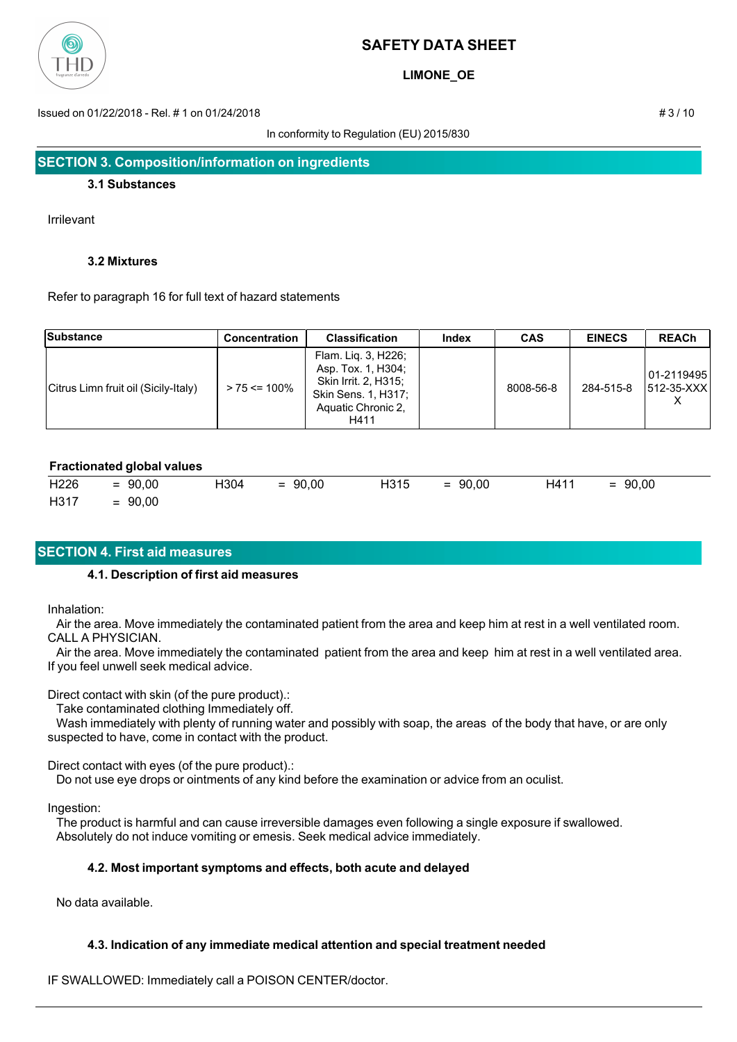## SECTION 3. Composition/information on ingredients

### 3.1 Substances

Irrilevant

### 3.2 Mixtures

Refer to paragraph 16 for full text of hazard statements

| Substance | Concentration | Classification | Index | CAS | EINECS | REACh |
|---|---|---|---|---|---|---|
| Citrus Limn fruit oil (Sicily-Italy) | > 75 <= 100% | Flam. Liq. 3, H226; Asp. Tox. 1, H304; Skin Irrit. 2, H315; Skin Sens. 1, H317; Aquatic Chronic 2, H411 | | 8008-56-8 | 284-515-8 | 01-2119495512-35-XXXX |

**Fractionated global values**

| | | | | | | | |
|---|---|---|---|---|---|---|---|
| H226 | = 90,00 | H304 | = 90,00 | H315 | = 90,00 | H411 | = 90,00 |
| H317 | = 90,00 | | | | | | |

## SECTION 4. First aid measures

### 4.1. Description of first aid measures

Inhalation:

Air the area. Move immediately the contaminated patient from the area and keep him at rest in a well ventilated room. CALL A PHYSICIAN.

Air the area. Move immediately the contaminated patient from the area and keep him at rest in a well ventilated area. If you feel unwell seek medical advice.

Direct contact with skin (of the pure product).:

Take contaminated clothing Immediately off.

Wash immediately with plenty of running water and possibly with soap, the areas of the body that have, or are only suspected to have, come in contact with the product.

Direct contact with eyes (of the pure product).:

Do not use eye drops or ointments of any kind before the examination or advice from an oculist.

Ingestion:

The product is harmful and can cause irreversible damages even following a single exposure if swallowed.
Absolutely do not induce vomiting or emesis. Seek medical advice immediately.

### 4.2. Most important symptoms and effects, both acute and delayed

No data available.

### 4.3. Indication of any immediate medical attention and special treatment needed

IF SWALLOWED: Immediately call a POISON CENTER/doctor.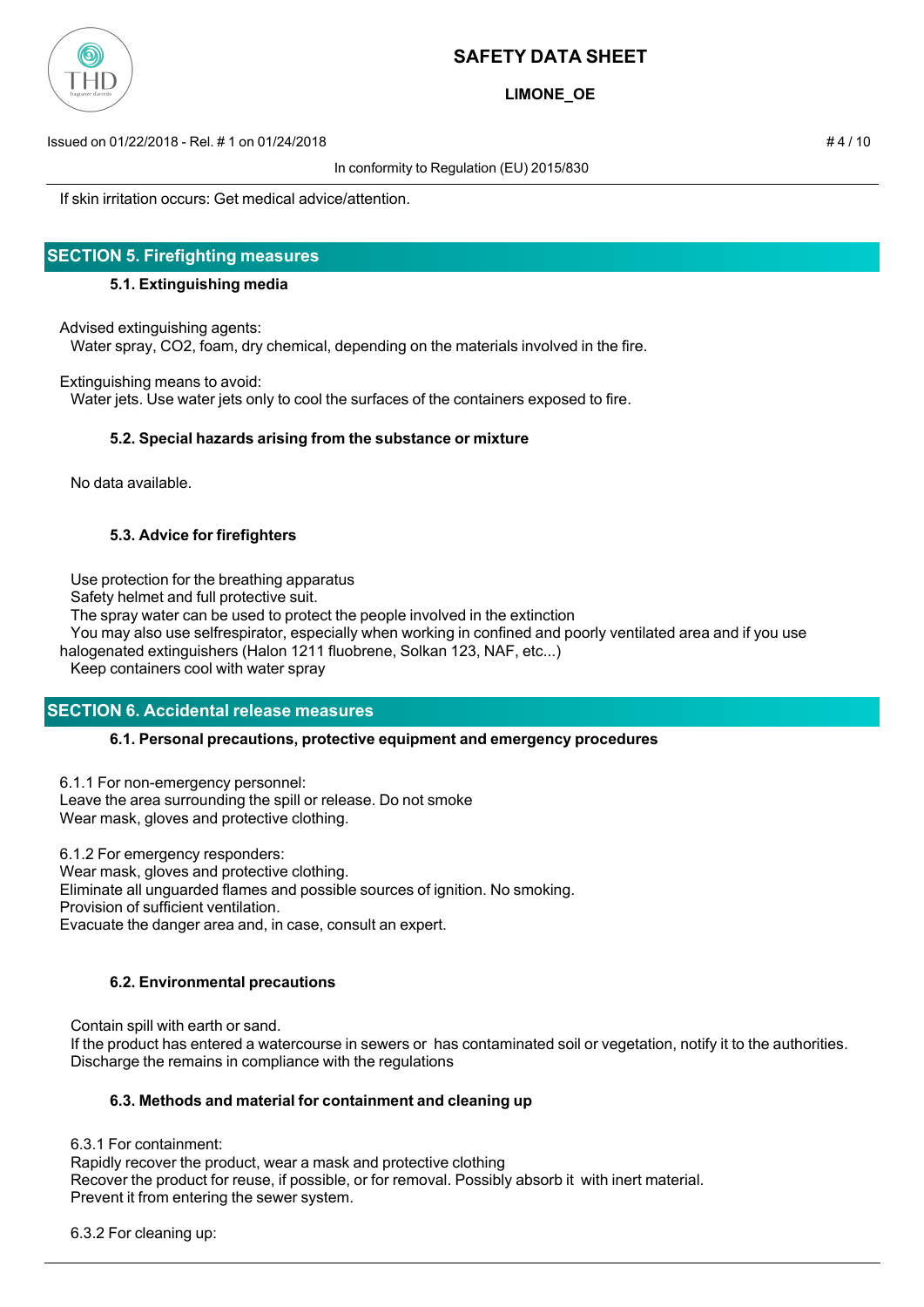If skin irritation occurs: Get medical advice/attention.

## SECTION 5. Firefighting measures

### 5.1. Extinguishing media

Advised extinguishing agents:
Water spray, $CO_2$, foam, dry chemical, depending on the materials involved in the fire.

Extinguishing means to avoid:
Water jets. Use water jets only to cool the surfaces of the containers exposed to fire.

### 5.2. Special hazards arising from the substance or mixture

No data available.

### 5.3. Advice for firefighters

Use protection for the breathing apparatus
Safety helmet and full protective suit.
The spray water can be used to protect the people involved in the extinction
You may also use selfrespirator, especially when working in confined and poorly ventilated area and if you use halogenated extinguishers (Halon 1211 fluobrene, Solkan 123, NAF, etc...)
Keep containers cool with water spray

## SECTION 6. Accidental release measures

### 6.1. Personal precautions, protective equipment and emergency procedures

6.1.1 For non-emergency personnel:
Leave the area surrounding the spill or release. Do not smoke
Wear mask, gloves and protective clothing.

6.1.2 For emergency responders:
Wear mask, gloves and protective clothing.
Eliminate all unguarded flames and possible sources of ignition. No smoking.
Provision of sufficient ventilation.
Evacuate the danger area and, in case, consult an expert.

### 6.2. Environmental precautions

Contain spill with earth or sand.
If the product has entered a watercourse in sewers or has contaminated soil or vegetation, notify it to the authorities.
Discharge the remains in compliance with the regulations

### 6.3. Methods and material for containment and cleaning up

6.3.1 For containment:
Rapidly recover the product, wear a mask and protective clothing
Recover the product for reuse, if possible, or for removal. Possibly absorb it with inert material.
Prevent it from entering the sewer system.

6.3.2 For cleaning up: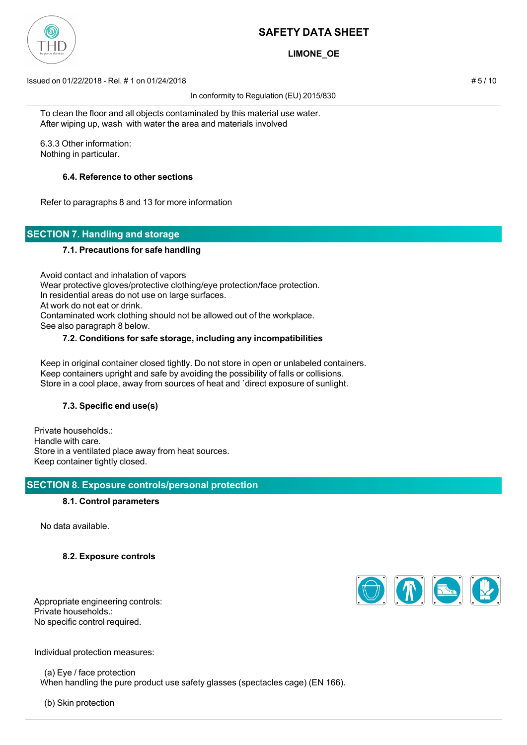To clean the floor and all objects contaminated by this material use water.
After wiping up, wash with water the area and materials involved

6.3.3 Other information:
Nothing in particular.

### 6.4. Reference to other sections

Refer to paragraphs 8 and 13 for more information

## SECTION 7. Handling and storage

### 7.1. Precautions for safe handling

Avoid contact and inhalation of vapors
Wear protective gloves/protective clothing/eye protection/face protection.
In residential areas do not use on large surfaces.
At work do not eat or drink.
Contaminated work clothing should not be allowed out of the workplace.
See also paragraph 8 below.

### 7.2. Conditions for safe storage, including any incompatibilities

Keep in original container closed tightly. Do not store in open or unlabeled containers.
Keep containers upright and safe by avoiding the possibility of falls or collisions.
Store in a cool place, away from sources of heat and `direct exposure of sunlight.

### 7.3. Specific end use(s)

Private households.:
Handle with care.
Store in a ventilated place away from heat sources.
Keep container tightly closed.

## SECTION 8. Exposure controls/personal protection

### 8.1. Control parameters

No data available.

### 8.2. Exposure controls

Appropriate engineering controls:
Private households.:
No specific control required.

Individual protection measures:

(a) Eye / face protection
When handling the pure product use safety glasses (spectacles cage) (EN 166).

(b) Skin protection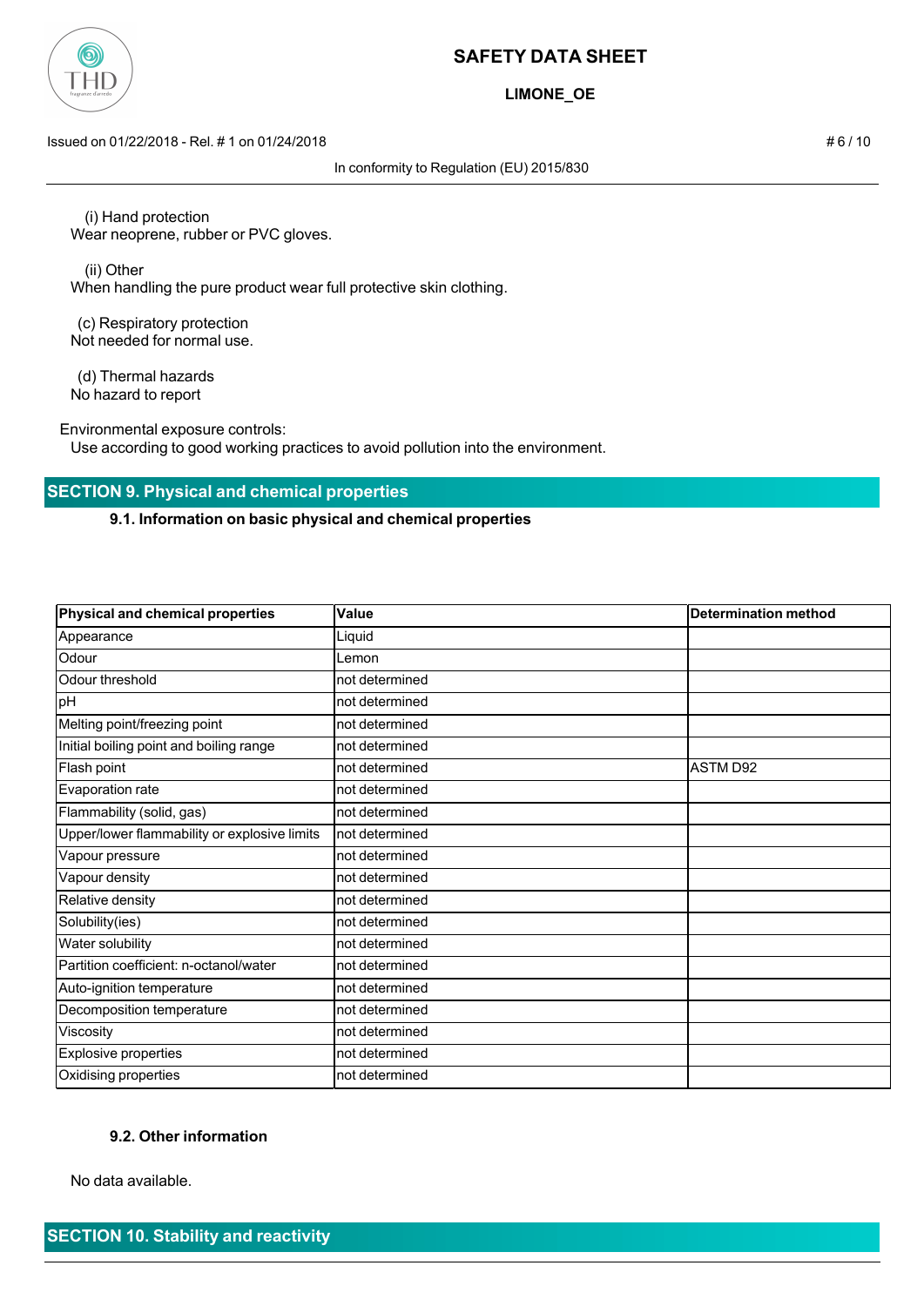(i) Hand protection

Wear neoprene, rubber or PVC gloves.

(ii) Other

When handling the pure product wear full protective skin clothing.

(c) Respiratory protection

Not needed for normal use.

(d) Thermal hazards

No hazard to report

Environmental exposure controls:

Use according to good working practices to avoid pollution into the environment.

## SECTION 9. Physical and chemical properties

### 9.1. Information on basic physical and chemical properties

| Physical and chemical properties | Value | Determination method |
|---|---|---|
| Appearance | Liquid | |
| Odour | Lemon | |
| Odour threshold | not determined | |
| pH | not determined | |
| Melting point/freezing point | not determined | |
| Initial boiling point and boiling range | not determined | |
| Flash point | not determined | ASTM D92 |
| Evaporation rate | not determined | |
| Flammability (solid, gas) | not determined | |
| Upper/lower flammability or explosive limits | not determined | |
| Vapour pressure | not determined | |
| Vapour density | not determined | |
| Relative density | not determined | |
| Solubility(ies) | not determined | |
| Water solubility | not determined | |
| Partition coefficient: n-octanol/water | not determined | |
| Auto-ignition temperature | not determined | |
| Decomposition temperature | not determined | |
| Viscosity | not determined | |
| Explosive properties | not determined | |
| Oxidising properties | not determined | |

### 9.2. Other information

No data available.

## SECTION 10. Stability and reactivity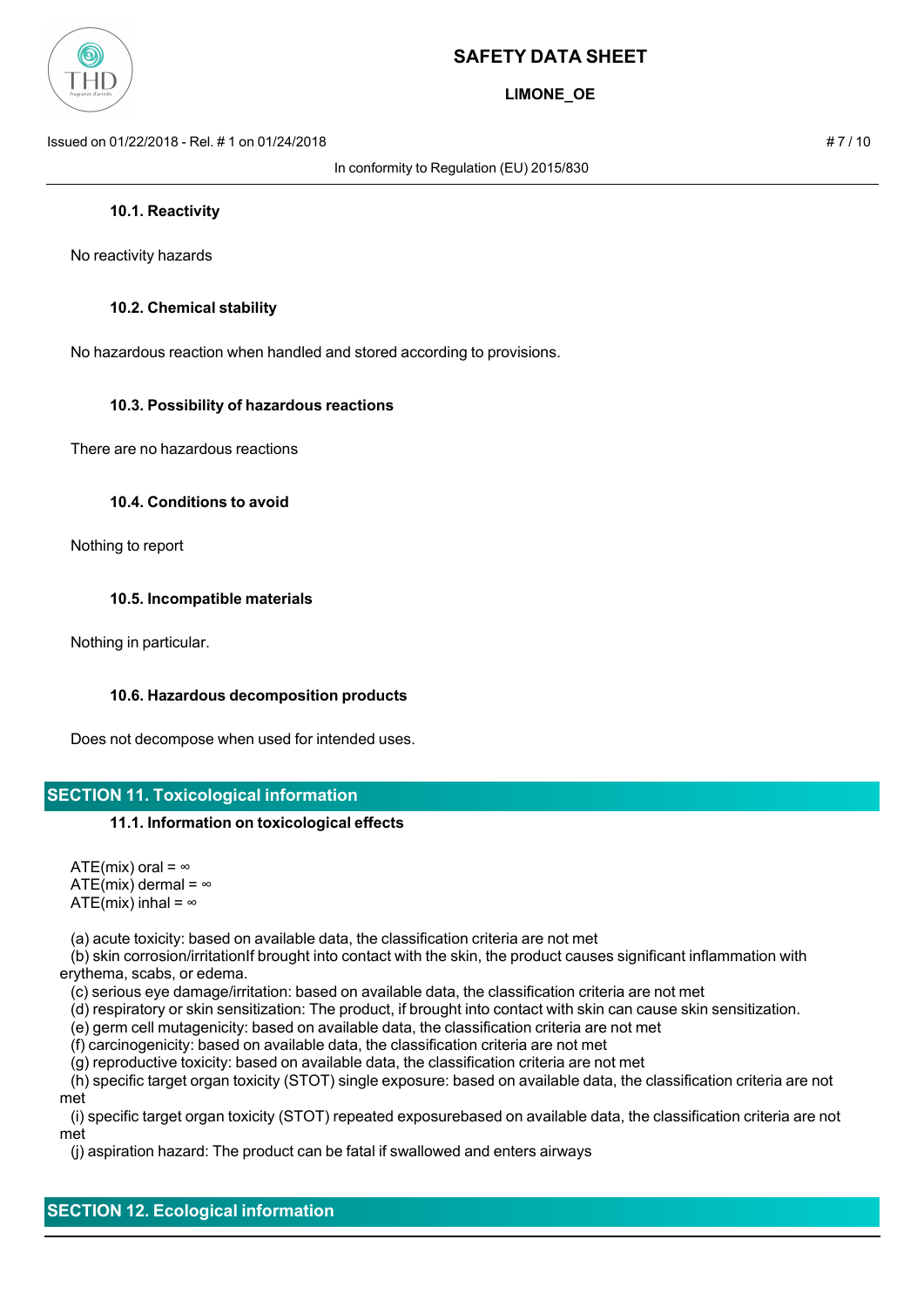### 10.1. Reactivity

No reactivity hazards

### 10.2. Chemical stability

No hazardous reaction when handled and stored according to provisions.

### 10.3. Possibility of hazardous reactions

There are no hazardous reactions

### 10.4. Conditions to avoid

Nothing to report

### 10.5. Incompatible materials

Nothing in particular.

### 10.6. Hazardous decomposition products

Does not decompose when used for intended uses.

## SECTION 11. Toxicological information

### 11.1. Information on toxicological effects

ATE(mix) oral = ∞
ATE(mix) dermal = ∞
ATE(mix) inhal = ∞

(a) acute toxicity: based on available data, the classification criteria are not met
(b) skin corrosion/irritationIf brought into contact with the skin, the product causes significant inflammation with erythema, scabs, or edema.
(c) serious eye damage/irritation: based on available data, the classification criteria are not met
(d) respiratory or skin sensitization: The product, if brought into contact with skin can cause skin sensitization.
(e) germ cell mutagenicity: based on available data, the classification criteria are not met
(f) carcinogenicity: based on available data, the classification criteria are not met
(g) reproductive toxicity: based on available data, the classification criteria are not met
(h) specific target organ toxicity (STOT) single exposure: based on available data, the classification criteria are not met
(i) specific target organ toxicity (STOT) repeated exposurebased on available data, the classification criteria are not met
(j) aspiration hazard: The product can be fatal if swallowed and enters airways

## SECTION 12. Ecological information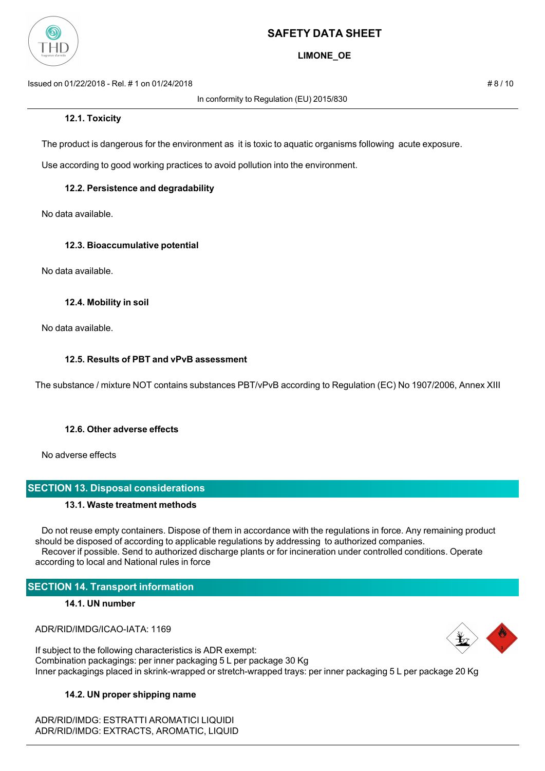### 12.1. Toxicity

The product is dangerous for the environment as it is toxic to aquatic organisms following acute exposure.

Use according to good working practices to avoid pollution into the environment.

### 12.2. Persistence and degradability

No data available.

### 12.3. Bioaccumulative potential

No data available.

### 12.4. Mobility in soil

No data available.

### 12.5. Results of PBT and vPvB assessment

The substance / mixture NOT contains substances PBT/vPvB according to Regulation (EC) No 1907/2006, Annex XIII

### 12.6. Other adverse effects

No adverse effects

## SECTION 13. Disposal considerations

### 13.1. Waste treatment methods

Do not reuse empty containers. Dispose of them in accordance with the regulations in force. Any remaining product should be disposed of according to applicable regulations by addressing to authorized companies.
Recover if possible. Send to authorized discharge plants or for incineration under controlled conditions. Operate according to local and National rules in force

## SECTION 14. Transport information

### 14.1. UN number

ADR/RID/IMDG/ICAO-IATA: 1169

If subject to the following characteristics is ADR exempt:
Combination packagings: per inner packaging 5 L per package 30 Kg
Inner packagings placed in skrink-wrapped or stretch-wrapped trays: per inner packaging 5 L per package 20 Kg

### 14.2. UN proper shipping name

ADR/RID/IMDG: ESTRATTI AROMATICI LIQUIDI
ADR/RID/IMDG: EXTRACTS, AROMATIC, LIQUID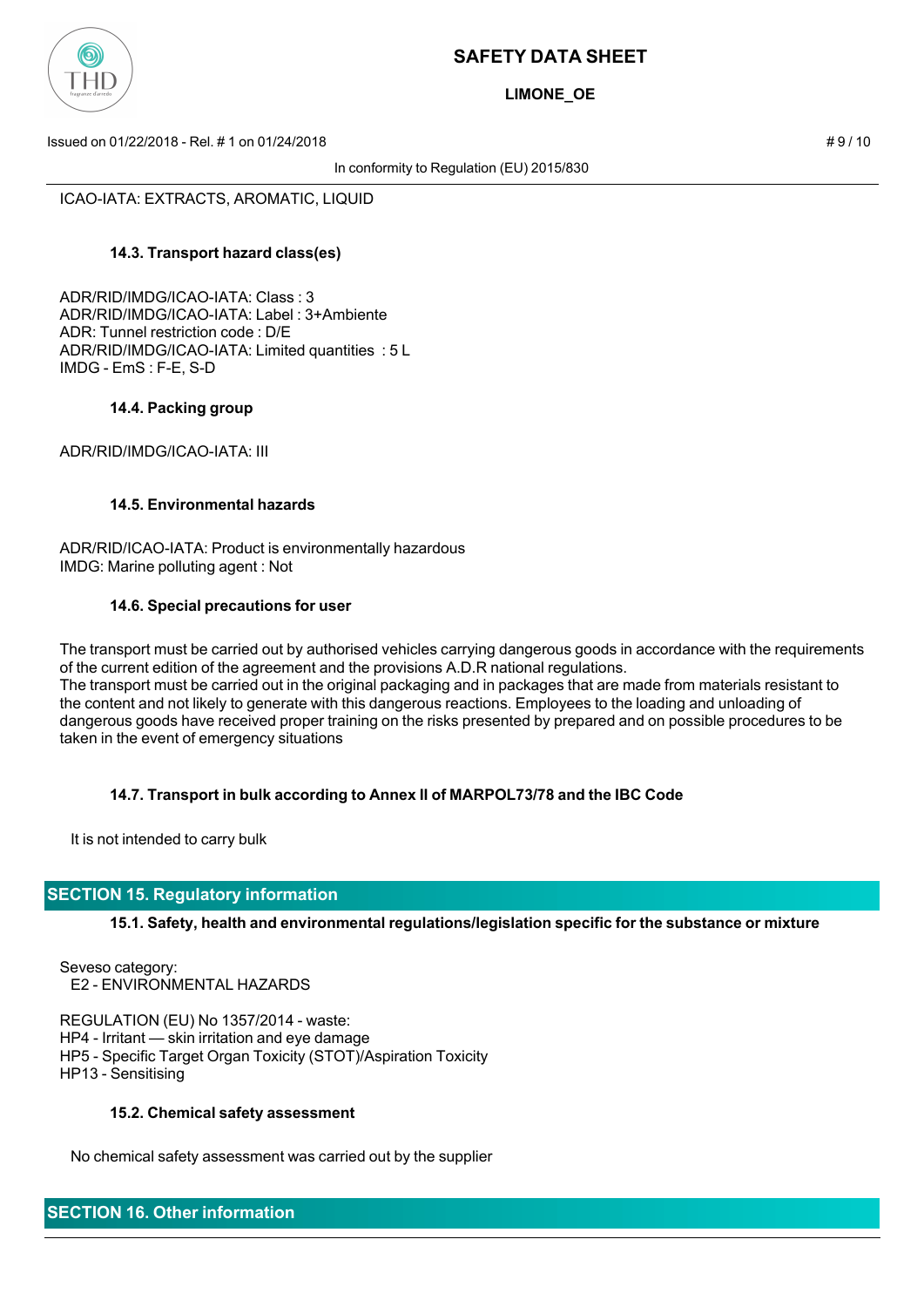ICAO-IATA: EXTRACTS, AROMATIC, LIQUID

### 14.3. Transport hazard class(es)

ADR/RID/IMDG/ICAO-IATA: Class : 3
ADR/RID/IMDG/ICAO-IATA: Label : 3+Ambiente
ADR: Tunnel restriction code : D/E
ADR/RID/IMDG/ICAO-IATA: Limited quantities : 5 L
IMDG - EmS : F-E, S-D

### 14.4. Packing group

ADR/RID/IMDG/ICAO-IATA: III

### 14.5. Environmental hazards

ADR/RID/ICAO-IATA: Product is environmentally hazardous
IMDG: Marine polluting agent : Not

### 14.6. Special precautions for user

The transport must be carried out by authorised vehicles carrying dangerous goods in accordance with the requirements of the current edition of the agreement and the provisions A.D.R national regulations.
The transport must be carried out in the original packaging and in packages that are made from materials resistant to the content and not likely to generate with this dangerous reactions. Employees to the loading and unloading of dangerous goods have received proper training on the risks presented by prepared and on possible procedures to be taken in the event of emergency situations

### 14.7. Transport in bulk according to Annex II of MARPOL73/78 and the IBC Code

It is not intended to carry bulk

## SECTION 15. Regulatory information

### 15.1. Safety, health and environmental regulations/legislation specific for the substance or mixture

Seveso category:
E2 - ENVIRONMENTAL HAZARDS

REGULATION (EU) No 1357/2014 - waste:
HP4 - Irritant — skin irritation and eye damage
HP5 - Specific Target Organ Toxicity (STOT)/Aspiration Toxicity
HP13 - Sensitising

### 15.2. Chemical safety assessment

No chemical safety assessment was carried out by the supplier

## SECTION 16. Other information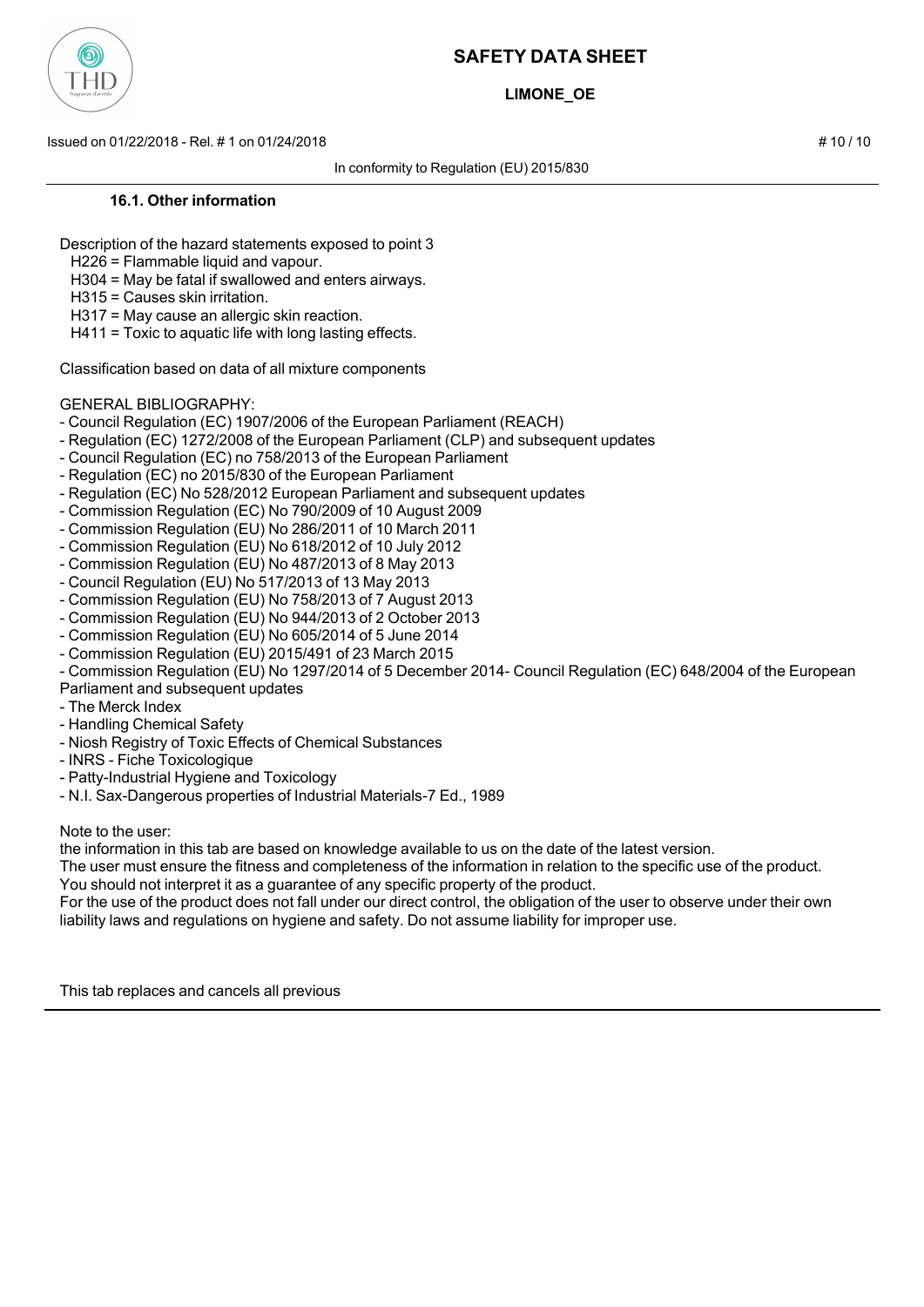### 16.1. Other information

Description of the hazard statements exposed to point 3

- H226 = Flammable liquid and vapour.
- H304 = May be fatal if swallowed and enters airways.
- H315 = Causes skin irritation.
- H317 = May cause an allergic skin reaction.
- H411 = Toxic to aquatic life with long lasting effects.

Classification based on data of all mixture components

GENERAL BIBLIOGRAPHY:

- Council Regulation (EC) 1907/2006 of the European Parliament (REACH)
- Regulation (EC) 1272/2008 of the European Parliament (CLP) and subsequent updates
- Council Regulation (EC) no 758/2013 of the European Parliament
- Regulation (EC) no 2015/830 of the European Parliament
- Regulation (EC) No 528/2012 European Parliament and subsequent updates
- Commission Regulation (EC) No 790/2009 of 10 August 2009
- Commission Regulation (EU) No 286/2011 of 10 March 2011
- Commission Regulation (EU) No 618/2012 of 10 July 2012
- Commission Regulation (EU) No 487/2013 of 8 May 2013
- Council Regulation (EU) No 517/2013 of 13 May 2013
- Commission Regulation (EU) No 758/2013 of 7 August 2013
- Commission Regulation (EU) No 944/2013 of 2 October 2013
- Commission Regulation (EU) No 605/2014 of 5 June 2014
- Commission Regulation (EU) 2015/491 of 23 March 2015
- Commission Regulation (EU) No 1297/2014 of 5 December 2014- Council Regulation (EC) 648/2004 of the European Parliament and subsequent updates
- The Merck Index
- Handling Chemical Safety
- Niosh Registry of Toxic Effects of Chemical Substances
- INRS - Fiche Toxicologique
- Patty-Industrial Hygiene and Toxicology
- N.I. Sax-Dangerous properties of Industrial Materials-7 Ed., 1989

Note to the user:
the information in this tab are based on knowledge available to us on the date of the latest version.
The user must ensure the fitness and completeness of the information in relation to the specific use of the product.
You should not interpret it as a guarantee of any specific property of the product.
For the use of the product does not fall under our direct control, the obligation of the user to observe under their own liability laws and regulations on hygiene and safety. Do not assume liability for improper use.

This tab replaces and cancels all previous